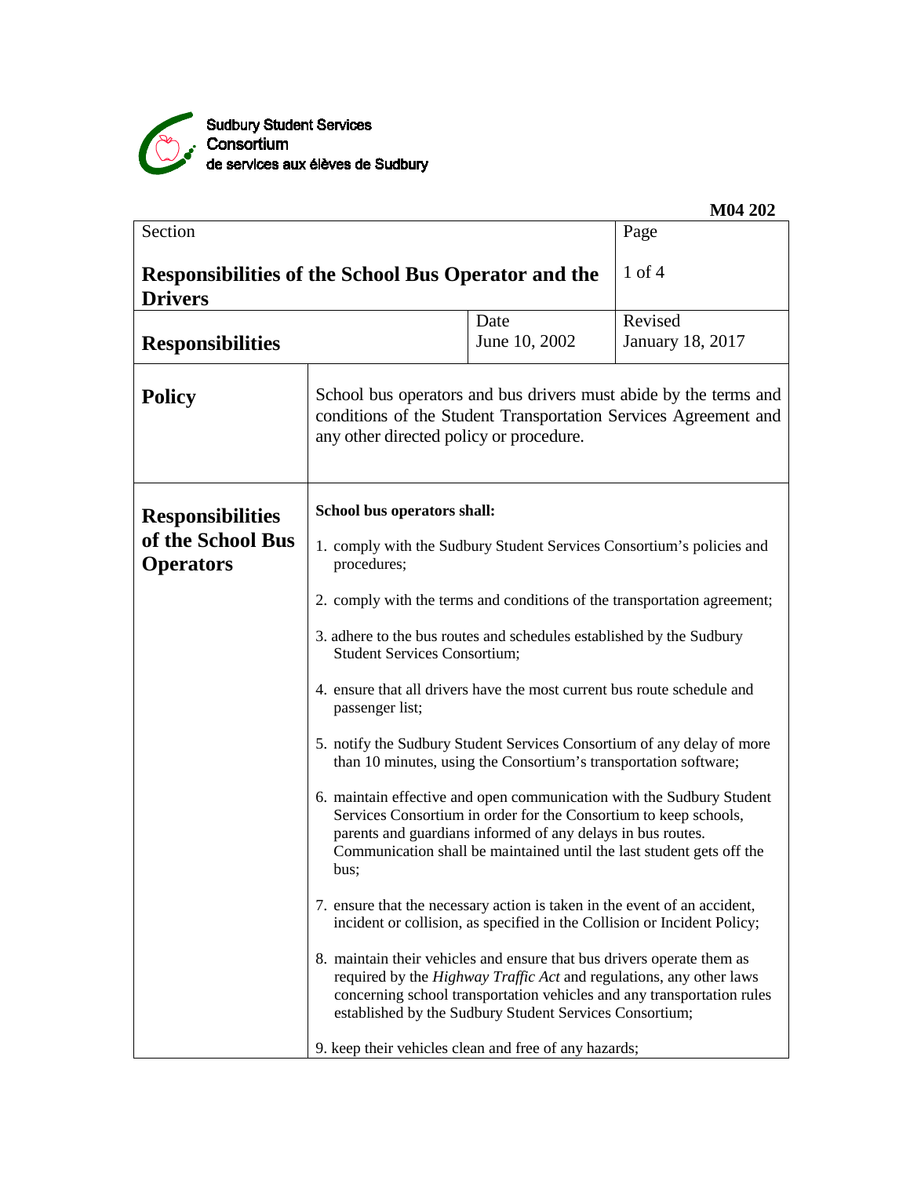Sudbury Student Services Consortium
de services aux élèves de Sudbury

**M04 202**

| Section | Page |
|---|---|
| **Responsibilities of the School Bus Operator and the Drivers** | 1 of 4 |

| | Date | Revised |
|---|---|---|
| **Responsibilities** | June 10, 2002 | January 18, 2017 |

## Policy

School bus operators and bus drivers must abide by the terms and conditions of the Student Transportation Services Agreement and any other directed policy or procedure.

## Responsibilities of the School Bus Operators

**School bus operators shall:**

1. comply with the Sudbury Student Services Consortium's policies and procedures;
2. comply with the terms and conditions of the transportation agreement;
3. adhere to the bus routes and schedules established by the Sudbury Student Services Consortium;
4. ensure that all drivers have the most current bus route schedule and passenger list;
5. notify the Sudbury Student Services Consortium of any delay of more than 10 minutes, using the Consortium's transportation software;
6. maintain effective and open communication with the Sudbury Student Services Consortium in order for the Consortium to keep schools, parents and guardians informed of any delays in bus routes. Communication shall be maintained until the last student gets off the bus;
7. ensure that the necessary action is taken in the event of an accident, incident or collision, as specified in the Collision or Incident Policy;
8. maintain their vehicles and ensure that bus drivers operate them as required by the *Highway Traffic Act* and regulations, any other laws concerning school transportation vehicles and any transportation rules established by the Sudbury Student Services Consortium;
9. keep their vehicles clean and free of any hazards;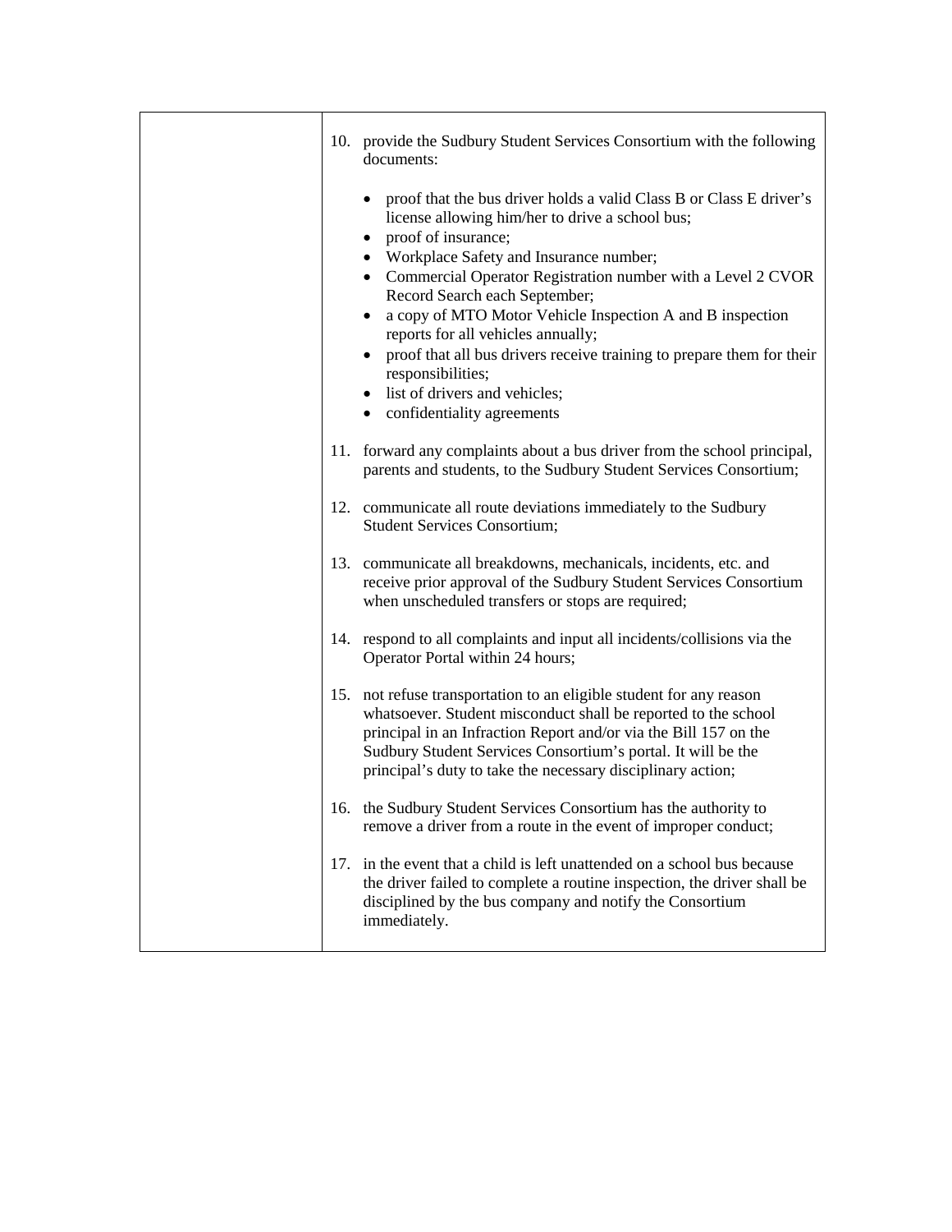| | |
|---|---|
| | 10. provide the Sudbury Student Services Consortium with the following documents:<br><br>• proof that the bus driver holds a valid Class B or Class E driver's license allowing him/her to drive a school bus;<br>• proof of insurance;<br>• Workplace Safety and Insurance number;<br>• Commercial Operator Registration number with a Level 2 CVOR Record Search each September;<br>• a copy of MTO Motor Vehicle Inspection A and B inspection reports for all vehicles annually;<br>• proof that all bus drivers receive training to prepare them for their responsibilities;<br>• list of drivers and vehicles;<br>• confidentiality agreements<br><br>11. forward any complaints about a bus driver from the school principal, parents and students, to the Sudbury Student Services Consortium;<br><br>12. communicate all route deviations immediately to the Sudbury Student Services Consortium;<br><br>13. communicate all breakdowns, mechanicals, incidents, etc. and receive prior approval of the Sudbury Student Services Consortium when unscheduled transfers or stops are required;<br><br>14. respond to all complaints and input all incidents/collisions via the Operator Portal within 24 hours;<br><br>15. not refuse transportation to an eligible student for any reason whatsoever. Student misconduct shall be reported to the school principal in an Infraction Report and/or via the Bill 157 on the Sudbury Student Services Consortium's portal. It will be the principal's duty to take the necessary disciplinary action;<br><br>16. the Sudbury Student Services Consortium has the authority to remove a driver from a route in the event of improper conduct;<br><br>17. in the event that a child is left unattended on a school bus because the driver failed to complete a routine inspection, the driver shall be disciplined by the bus company and notify the Consortium immediately. |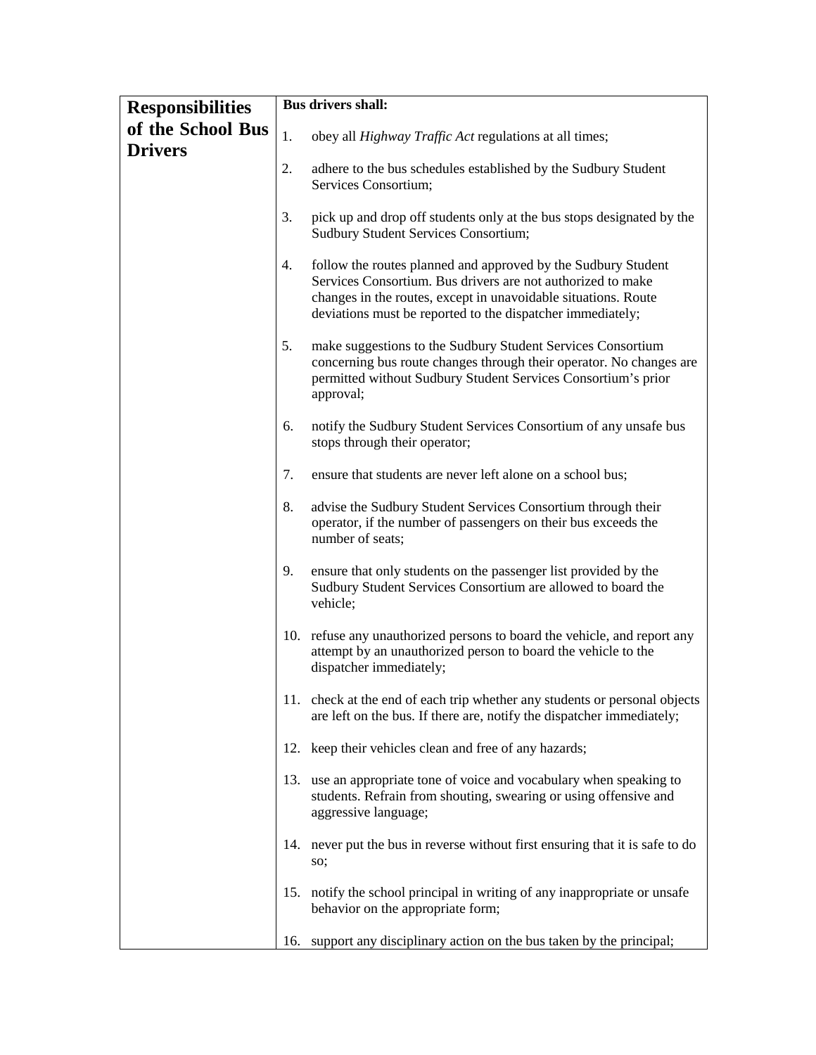| Responsibilities of the School Bus Drivers | **Bus drivers shall:**<br><br>1. obey all *Highway Traffic Act* regulations at all times;<br><br>2. adhere to the bus schedules established by the Sudbury Student Services Consortium;<br><br>3. pick up and drop off students only at the bus stops designated by the Sudbury Student Services Consortium;<br><br>4. follow the routes planned and approved by the Sudbury Student Services Consortium. Bus drivers are not authorized to make changes in the routes, except in unavoidable situations. Route deviations must be reported to the dispatcher immediately;<br><br>5. make suggestions to the Sudbury Student Services Consortium concerning bus route changes through their operator. No changes are permitted without Sudbury Student Services Consortium's prior approval;<br><br>6. notify the Sudbury Student Services Consortium of any unsafe bus stops through their operator;<br><br>7. ensure that students are never left alone on a school bus;<br><br>8. advise the Sudbury Student Services Consortium through their operator, if the number of passengers on their bus exceeds the number of seats;<br><br>9. ensure that only students on the passenger list provided by the Sudbury Student Services Consortium are allowed to board the vehicle;<br><br>10. refuse any unauthorized persons to board the vehicle, and report any attempt by an unauthorized person to board the vehicle to the dispatcher immediately;<br><br>11. check at the end of each trip whether any students or personal objects are left on the bus. If there are, notify the dispatcher immediately;<br><br>12. keep their vehicles clean and free of any hazards;<br><br>13. use an appropriate tone of voice and vocabulary when speaking to students. Refrain from shouting, swearing or using offensive and aggressive language;<br><br>14. never put the bus in reverse without first ensuring that it is safe to do so;<br><br>15. notify the school principal in writing of any inappropriate or unsafe behavior on the appropriate form;<br><br>16. support any disciplinary action on the bus taken by the principal; |
|---|---|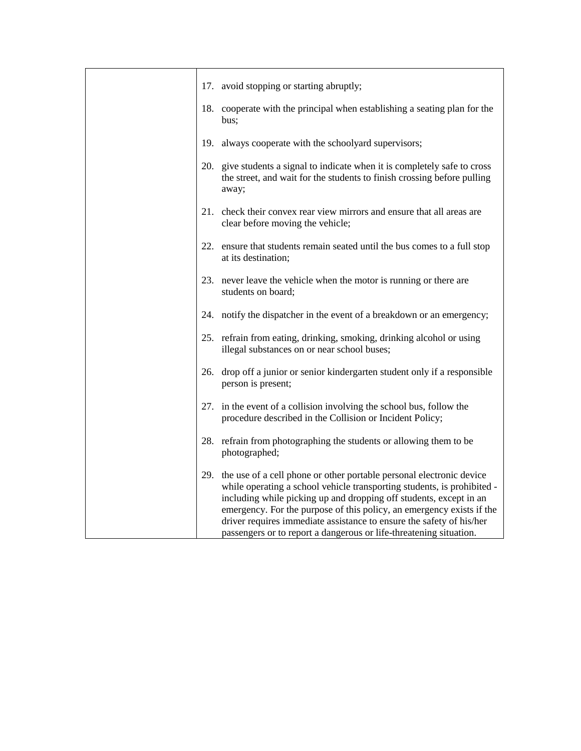| | |
|---|---|
| | 17. avoid stopping or starting abruptly;<br><br>18. cooperate with the principal when establishing a seating plan for the bus;<br><br>19. always cooperate with the schoolyard supervisors;<br><br>20. give students a signal to indicate when it is completely safe to cross the street, and wait for the students to finish crossing before pulling away;<br><br>21. check their convex rear view mirrors and ensure that all areas are clear before moving the vehicle;<br><br>22. ensure that students remain seated until the bus comes to a full stop at its destination;<br><br>23. never leave the vehicle when the motor is running or there are students on board;<br><br>24. notify the dispatcher in the event of a breakdown or an emergency;<br><br>25. refrain from eating, drinking, smoking, drinking alcohol or using illegal substances on or near school buses;<br><br>26. drop off a junior or senior kindergarten student only if a responsible person is present;<br><br>27. in the event of a collision involving the school bus, follow the procedure described in the Collision or Incident Policy;<br><br>28. refrain from photographing the students or allowing them to be photographed;<br><br>29. the use of a cell phone or other portable personal electronic device while operating a school vehicle transporting students, is prohibited - including while picking up and dropping off students, except in an emergency. For the purpose of this policy, an emergency exists if the driver requires immediate assistance to ensure the safety of his/her passengers or to report a dangerous or life-threatening situation. |